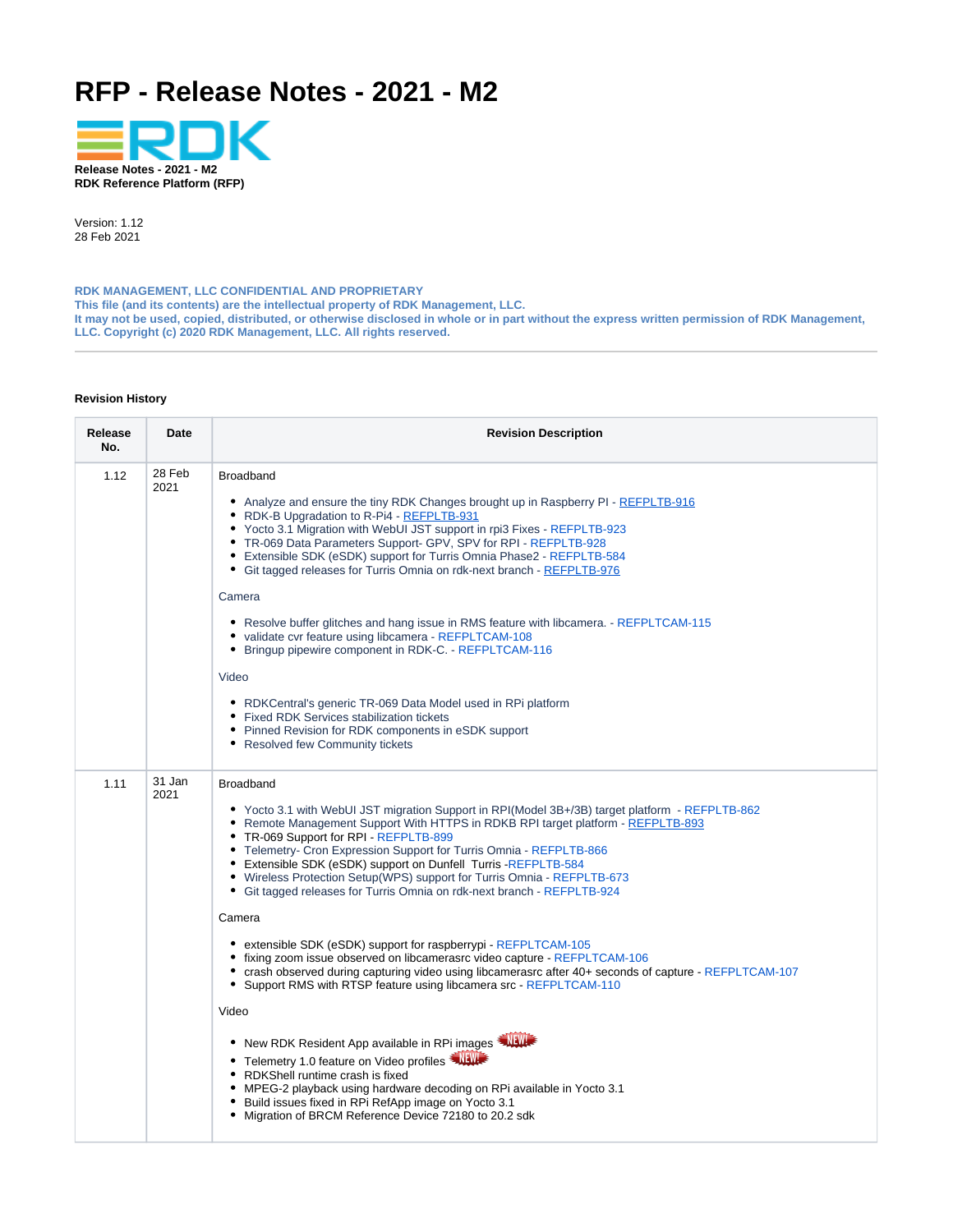# RFP - Release Notes - 2021 - M2

**Release Notes - 2021 - M2**
**RDK Reference Platform (RFP)**

Version: 1.12
28 Feb 2021

**RDK MANAGEMENT, LLC CONFIDENTIAL AND PROPRIETARY**
**This file (and its contents) are the intellectual property of RDK Management, LLC.**
**It may not be used, copied, distributed, or otherwise disclosed in whole or in part without the express written permission of RDK Management, LLC. Copyright (c) 2020 RDK Management, LLC. All rights reserved.**

---

**Revision History**

| Release No. | Date | Revision Description |
|---|---|---|
| 1.12 | 28 Feb 2021 | Broadband<br><br>• Analyze and ensure the tiny RDK Changes brought up in Raspberry PI - REFPLTB-916<br>• RDK-B Upgradation to R-Pi4 - REFPLTB-931<br>• Yocto 3.1 Migration with WebUI JST support in rpi3 Fixes - REFPLTB-923<br>• TR-069 Data Parameters Support- GPV, SPV for RPI - REFPLTB-928<br>• Extensible SDK (eSDK) support for Turris Omnia Phase2 - REFPLTB-584<br>• Git tagged releases for Turris Omnia on rdk-next branch - REFPLTB-976<br><br>Camera<br><br>• Resolve buffer glitches and hang issue in RMS feature with libcamera. - REFPLTCAM-115<br>• validate cvr feature using libcamera - REFPLTCAM-108<br>• Bringup pipewire component in RDK-C. - REFPLTCAM-116<br><br>Video<br><br>• RDKCentral's generic TR-069 Data Model used in RPi platform<br>• Fixed RDK Services stabilization tickets<br>• Pinned Revision for RDK components in eSDK support<br>• Resolved few Community tickets |
| 1.11 | 31 Jan 2021 | Broadband<br><br>• Yocto 3.1 with WebUI JST migration Support in RPI(Model 3B+/3B) target platform - REFPLTB-862<br>• Remote Management Support With HTTPS in RDKB RPI target platform - REFPLTB-893<br>• TR-069 Support for RPI - REFPLTB-899<br>• Telemetry- Cron Expression Support for Turris Omnia - REFPLTB-866<br>• Extensible SDK (eSDK) support on Dunfell Turris -REFPLTB-584<br>• Wireless Protection Setup(WPS) support for Turris Omnia - REFPLTB-673<br>• Git tagged releases for Turris Omnia on rdk-next branch - REFPLTB-924<br><br>Camera<br><br>• extensible SDK (eSDK) support for raspberrypi - REFPLTCAM-105<br>• fixing zoom issue observed on libcamerasrc video capture - REFPLTCAM-106<br>• crash observed during capturing video using libcamerasrc after 40+ seconds of capture - REFPLTCAM-107<br>• Support RMS with RTSP feature using libcamera src - REFPLTCAM-110<br><br>Video<br><br>• New RDK Resident App available in RPi images NEW!<br>• Telemetry 1.0 feature on Video profiles NEW!<br>• RDKShell runtime crash is fixed<br>• MPEG-2 playback using hardware decoding on RPi available in Yocto 3.1<br>• Build issues fixed in RPi RefApp image on Yocto 3.1<br>• Migration of BRCM Reference Device 72180 to 20.2 sdk |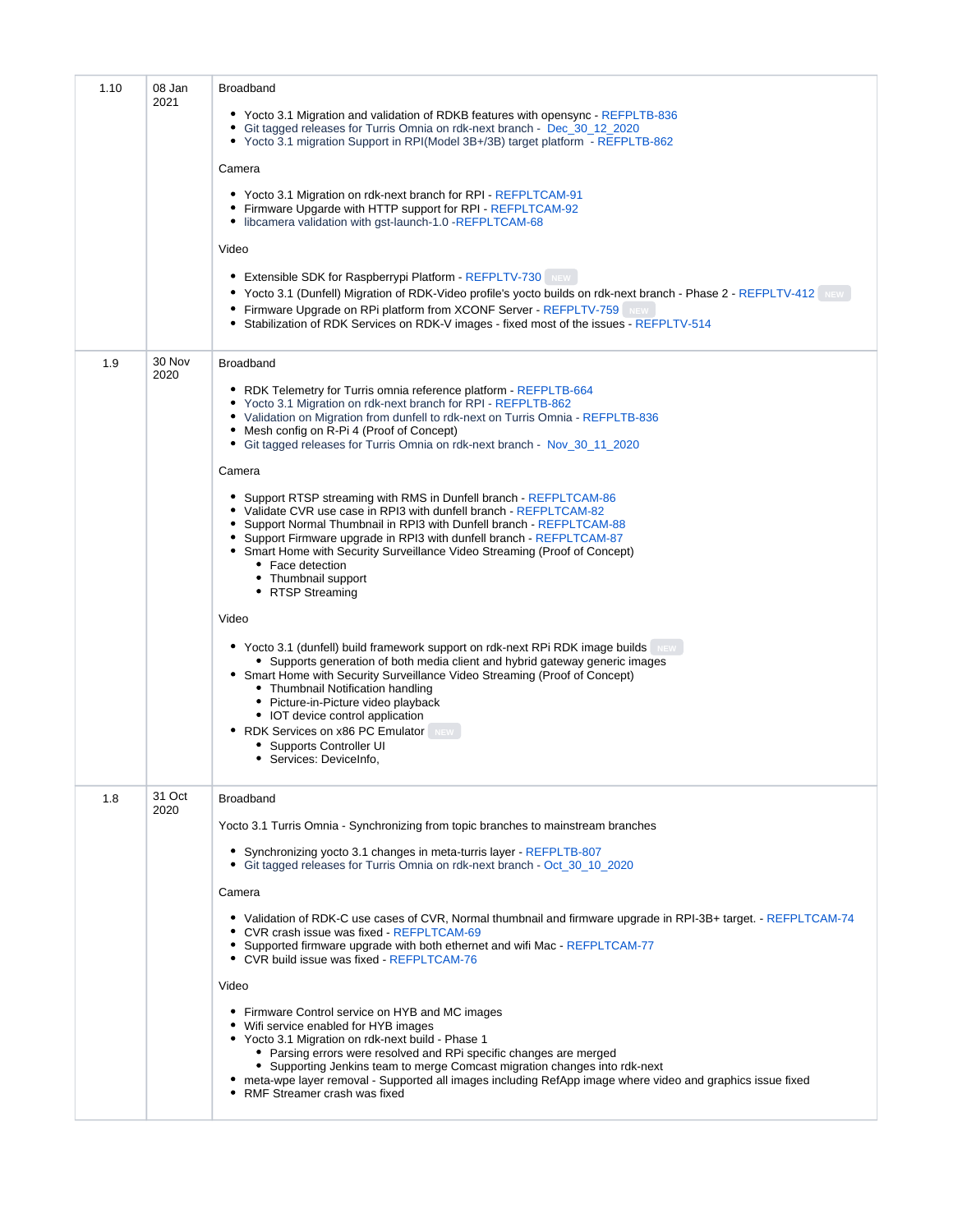| | | |
|---|---|---|
| 1.10 | 08 Jan 2021 | Broadband<br><br>• Yocto 3.1 Migration and validation of RDKB features with opensync - REFPLTB-836<br>• Git tagged releases for Turris Omnia on rdk-next branch - Dec_30_12_2020<br>• Yocto 3.1 migration Support in RPI(Model 3B+/3B) target platform - REFPLTB-862<br><br>Camera<br><br>• Yocto 3.1 Migration on rdk-next branch for RPI - REFPLTCAM-91<br>• Firmware Upgrade with HTTP support for RPI - REFPLTCAM-92<br>• libcamera validation with gst-launch-1.0 -REFPLTCAM-68<br><br>Video<br><br>• Extensible SDK for Raspberrypi Platform - REFPLTV-730 NEW<br>• Yocto 3.1 (Dunfell) Migration of RDK-Video profile's yocto builds on rdk-next branch - Phase 2 - REFPLTV-412 NEW<br>• Firmware Upgrade on RPi platform from XCONF Server - REFPLTV-759 NEW<br>• Stabilization of RDK Services on RDK-V images - fixed most of the issues - REFPLTV-514 |
| 1.9 | 30 Nov 2020 | Broadband<br><br>• RDK Telemetry for Turris omnia reference platform - REFPLTB-664<br>• Yocto 3.1 Migration on rdk-next branch for RPI - REFPLTB-862<br>• Validation on Migration from dunfell to rdk-next on Turris Omnia - REFPLTB-836<br>• Mesh config on R-Pi 4 (Proof of Concept)<br>• Git tagged releases for Turris Omnia on rdk-next branch - Nov_30_11_2020<br><br>Camera<br><br>• Support RTSP streaming with RMS in Dunfell branch - REFPLTCAM-86<br>• Validate CVR use case in RPI3 with dunfell branch - REFPLTCAM-82<br>• Support Normal Thumbnail in RPI3 with Dunfell branch - REFPLTCAM-88<br>• Support Firmware upgrade in RPI3 with dunfell branch - REFPLTCAM-87<br>• Smart Home with Security Surveillance Video Streaming (Proof of Concept)<br>&nbsp;&nbsp;&nbsp;&nbsp;◦ Face detection<br>&nbsp;&nbsp;&nbsp;&nbsp;◦ Thumbnail support<br>&nbsp;&nbsp;&nbsp;&nbsp;◦ RTSP Streaming<br><br>Video<br><br>• Yocto 3.1 (dunfell) build framework support on rdk-next RPi RDK image builds NEW<br>&nbsp;&nbsp;&nbsp;&nbsp;◦ Supports generation of both media client and hybrid gateway generic images<br>• Smart Home with Security Surveillance Video Streaming (Proof of Concept)<br>&nbsp;&nbsp;&nbsp;&nbsp;◦ Thumbnail Notification handling<br>&nbsp;&nbsp;&nbsp;&nbsp;◦ Picture-in-Picture video playback<br>&nbsp;&nbsp;&nbsp;&nbsp;◦ IOT device control application<br>• RDK Services on x86 PC Emulator NEW<br>&nbsp;&nbsp;&nbsp;&nbsp;◦ Supports Controller UI<br>&nbsp;&nbsp;&nbsp;&nbsp;◦ Services: DeviceInfo, |
| 1.8 | 31 Oct 2020 | Broadband<br><br>Yocto 3.1 Turris Omnia - Synchronizing from topic branches to mainstream branches<br><br>• Synchronizing yocto 3.1 changes in meta-turris layer - REFPLTB-807<br>• Git tagged releases for Turris Omnia on rdk-next branch - Oct_30_10_2020<br><br>Camera<br><br>• Validation of RDK-C use cases of CVR, Normal thumbnail and firmware upgrade in RPI-3B+ target. - REFPLTCAM-74<br>• CVR crash issue was fixed - REFPLTCAM-69<br>• Supported firmware upgrade with both ethernet and wifi Mac - REFPLTCAM-77<br>• CVR build issue was fixed - REFPLTCAM-76<br><br>Video<br><br>• Firmware Control service on HYB and MC images<br>• Wifi service enabled for HYB images<br>• Yocto 3.1 Migration on rdk-next build - Phase 1<br>&nbsp;&nbsp;&nbsp;&nbsp;◦ Parsing errors were resolved and RPi specific changes are merged<br>&nbsp;&nbsp;&nbsp;&nbsp;◦ Supporting Jenkins team to merge Comcast migration changes into rdk-next<br>• meta-wpe layer removal - Supported all images including RefApp image where video and graphics issue fixed<br>• RMF Streamer crash was fixed |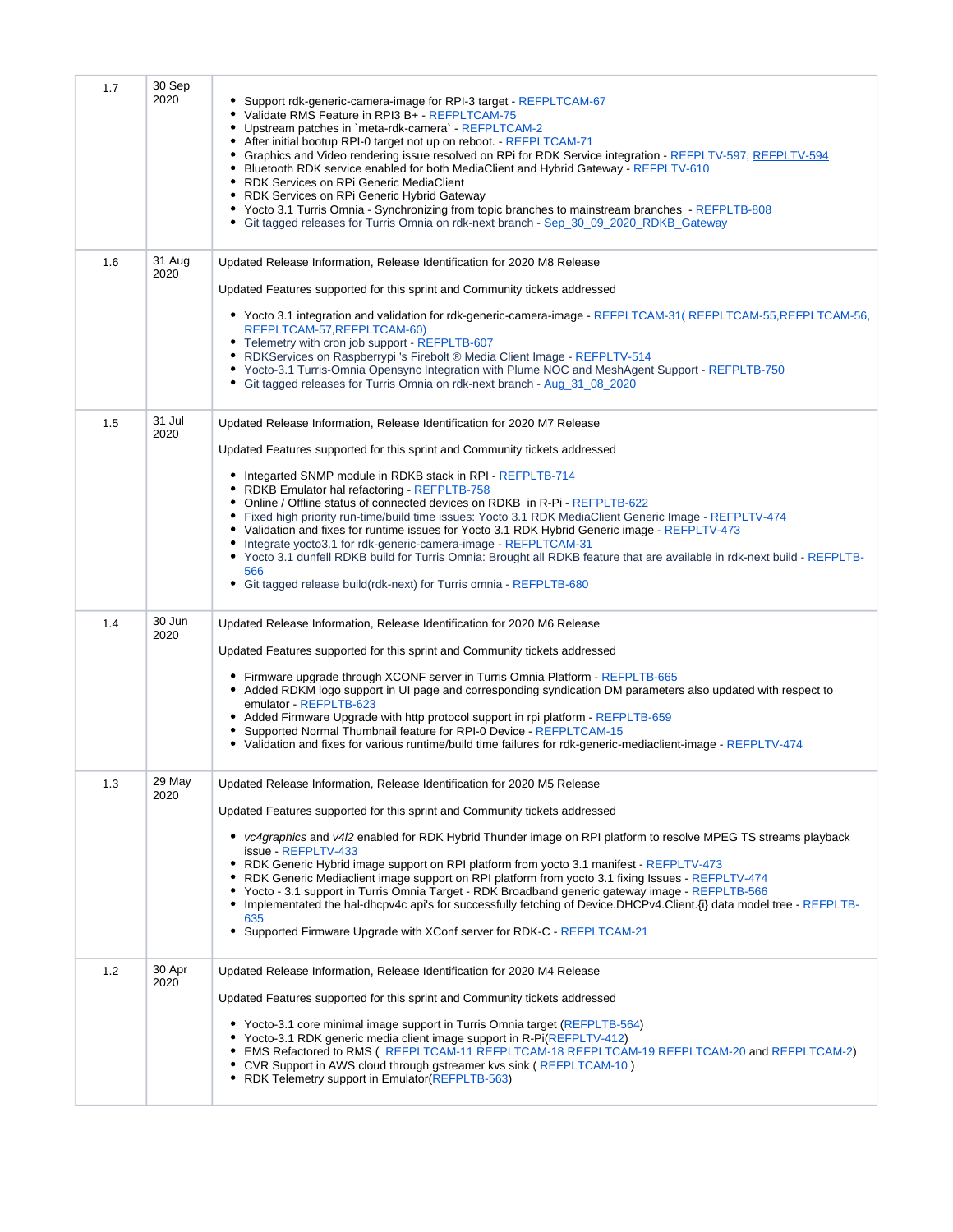| | | |
|---|---|---|
| 1.7 | 30 Sep 2020 | <ul><li>Support rdk-generic-camera-image for RPI-3 target - REFPLTCAM-67</li><li>Validate RMS Feature in RPI3 B+ - REFPLTCAM-75</li><li>Upstream patches in `meta-rdk-camera` - REFPLTCAM-2</li><li>After initial bootup RPI-0 target not up on reboot. - REFPLTCAM-71</li><li>Graphics and Video rendering issue resolved on RPi for RDK Service integration - REFPLTV-597, REFPLTV-594</li><li>Bluetooth RDK service enabled for both MediaClient and Hybrid Gateway - REFPLTV-610</li><li>RDK Services on RPi Generic MediaClient</li><li>RDK Services on RPi Generic Hybrid Gateway</li><li>Yocto 3.1 Turris Omnia - Synchronizing from topic branches to mainstream branches - REFPLTB-808</li><li>Git tagged releases for Turris Omnia on rdk-next branch - Sep_30_09_2020_RDKB_Gateway</li></ul> |
| 1.6 | 31 Aug 2020 | Updated Release Information, Release Identification for 2020 M8 Release<br><br>Updated Features supported for this sprint and Community tickets addressed<br><ul><li>Yocto 3.1 integration and validation for rdk-generic-camera-image - REFPLTCAM-31( REFPLTCAM-55,REFPLTCAM-56, REFPLTCAM-57,REFPLTCAM-60)</li><li>Telemetry with cron job support - REFPLTB-607</li><li>RDKServices on Raspberrypi 's Firebolt ® Media Client Image - REFPLTV-514</li><li>Yocto-3.1 Turris-Omnia Opensync Integration with Plume NOC and MeshAgent Support - REFPLTB-750</li><li>Git tagged releases for Turris Omnia on rdk-next branch - Aug_31_08_2020</li></ul> |
| 1.5 | 31 Jul 2020 | Updated Release Information, Release Identification for 2020 M7 Release<br><br>Updated Features supported for this sprint and Community tickets addressed<br><ul><li>Integarted SNMP module in RDKB stack in RPI - REFPLTB-714</li><li>RDKB Emulator hal refactoring - REFPLTB-758</li><li>Online / Offline status of connected devices on RDKB in R-Pi - REFPLTB-622</li><li>Fixed high priority run-time/build time issues: Yocto 3.1 RDK MediaClient Generic Image - REFPLTV-474</li><li>Validation and fixes for runtime issues for Yocto 3.1 RDK Hybrid Generic image - REFPLTV-473</li><li>Integrate yocto3.1 for rdk-generic-camera-image - REFPLTCAM-31</li><li>Yocto 3.1 dunfell RDKB build for Turris Omnia: Brought all RDKB feature that are available in rdk-next build - REFPLTB-566</li><li>Git tagged release build(rdk-next) for Turris omnia - REFPLTB-680</li></ul> |
| 1.4 | 30 Jun 2020 | Updated Release Information, Release Identification for 2020 M6 Release<br><br>Updated Features supported for this sprint and Community tickets addressed<br><ul><li>Firmware upgrade through XCONF server in Turris Omnia Platform - REFPLTB-665</li><li>Added RDKM logo support in UI page and corresponding syndication DM parameters also updated with respect to emulator - REFPLTB-623</li><li>Added Firmware Upgrade with http protocol support in rpi platform - REFPLTB-659</li><li>Supported Normal Thumbnail feature for RPI-0 Device - REFPLTCAM-15</li><li>Validation and fixes for various runtime/build time failures for rdk-generic-mediaclient-image - REFPLTV-474</li></ul> |
| 1.3 | 29 May 2020 | Updated Release Information, Release Identification for 2020 M5 Release<br><br>Updated Features supported for this sprint and Community tickets addressed<br><ul><li>*vc4graphics* and *v4l2* enabled for RDK Hybrid Thunder image on RPI platform to resolve MPEG TS streams playback issue - REFPLTV-433</li><li>RDK Generic Hybrid image support on RPI platform from yocto 3.1 manifest - REFPLTV-473</li><li>RDK Generic Mediaclient image support on RPI platform from yocto 3.1 fixing Issues - REFPLTV-474</li><li>Yocto - 3.1 support in Turris Omnia Target - RDK Broadband generic gateway image - REFPLTB-566</li><li>Implementated the hal-dhcpv4c api's for successfully fetching of Device.DHCPv4.Client.{i} data model tree - REFPLTB-635</li><li>Supported Firmware Upgrade with XConf server for RDK-C - REFPLTCAM-21</li></ul> |
| 1.2 | 30 Apr 2020 | Updated Release Information, Release Identification for 2020 M4 Release<br><br>Updated Features supported for this sprint and Community tickets addressed<br><ul><li>Yocto-3.1 core minimal image support in Turris Omnia target (REFPLTB-564)</li><li>Yocto-3.1 RDK generic media client image support in R-Pi(REFPLTV-412)</li><li>EMS Refactored to RMS ( REFPLTCAM-11 REFPLTCAM-18 REFPLTCAM-19 REFPLTCAM-20 and REFPLTCAM-2)</li><li>CVR Support in AWS cloud through gstreamer kvs sink ( REFPLTCAM-10 )</li><li>RDK Telemetry support in Emulator(REFPLTB-563)</li></ul> |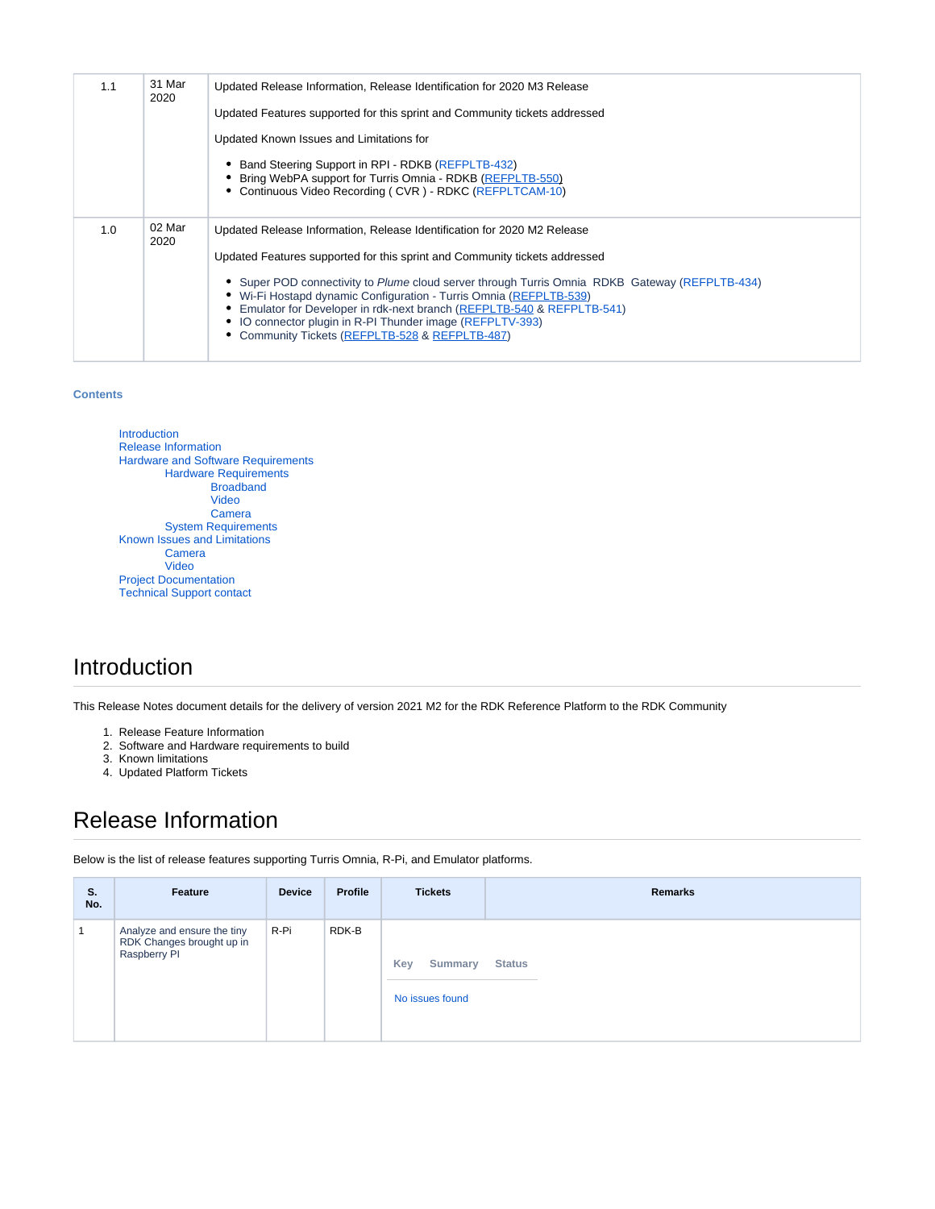| 1.1 | 31 Mar 2020 | Updated Release Information, Release Identification for 2020 M3 Release<br><br>Updated Features supported for this sprint and Community tickets addressed<br><br>Updated Known Issues and Limitations for<br><br>• Band Steering Support in RPI - RDKB (REFPLTB-432)<br>• Bring WebPA support for Turris Omnia - RDKB (REFPLTB-550)<br>• Continuous Video Recording ( CVR ) - RDKC (REFPLTCAM-10) |
|---|---|---|
| 1.0 | 02 Mar 2020 | Updated Release Information, Release Identification for 2020 M2 Release<br><br>Updated Features supported for this sprint and Community tickets addressed<br><br>• Super POD connectivity to *Plume* cloud server through Turris Omnia RDKB Gateway (REFPLTB-434)<br>• Wi-Fi Hostapd dynamic Configuration - Turris Omnia (REFPLTB-539)<br>• Emulator for Developer in rdk-next branch (REFPLTB-540 & REFPLTB-541)<br>• IO connector plugin in R-PI Thunder image (REFPLTV-393)<br>• Community Tickets (REFPLTB-528 & REFPLTB-487) |

**Contents**

- Introduction
- Release Information
- Hardware and Software Requirements
  - Hardware Requirements
    - Broadband
    - Video
    - Camera
  - System Requirements
- Known Issues and Limitations
  - Camera
  - Video
- Project Documentation
- Technical Support contact

# Introduction

This Release Notes document details for the delivery of version 2021 M2 for the RDK Reference Platform to the RDK Community

1. Release Feature Information
2. Software and Hardware requirements to build
3. Known limitations
4. Updated Platform Tickets

# Release Information

Below is the list of release features supporting Turris Omnia, R-Pi, and Emulator platforms.

| S. No. | Feature | Device | Profile | Tickets | Remarks |
|---|---|---|---|---|---|
| 1 | Analyze and ensure the tiny RDK Changes brought up in Raspberry PI | R-Pi | RDK-B | Key Summary Status<br><br>No issues found | |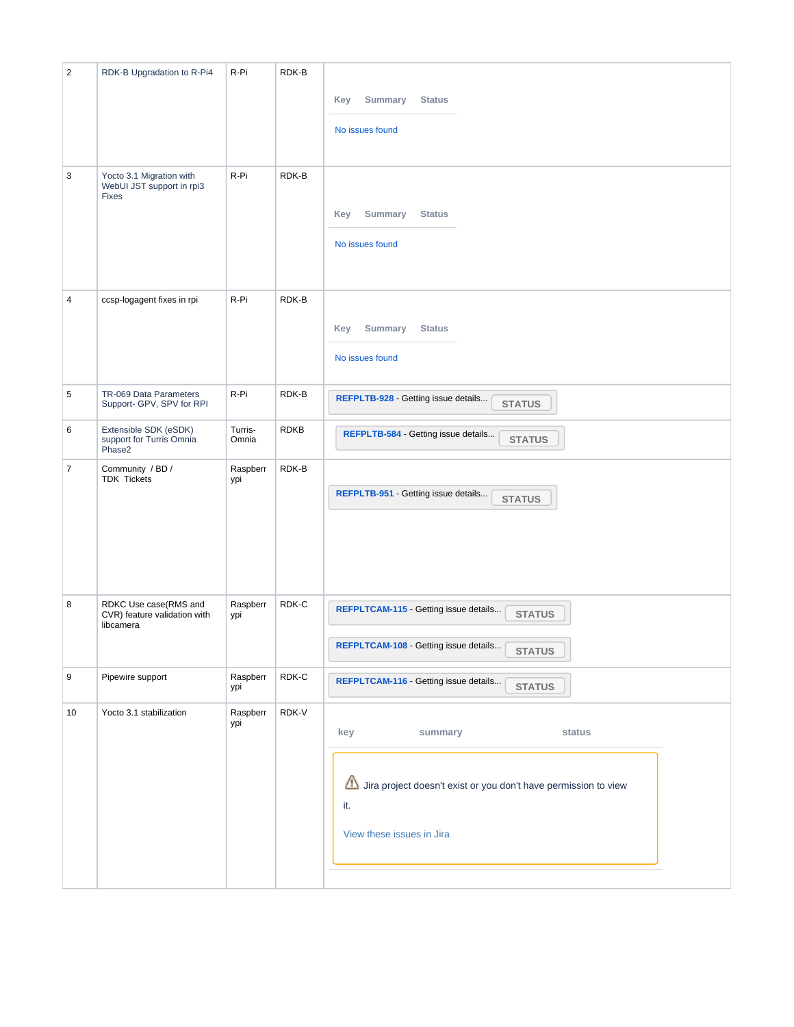| 2 | RDK-B Upgradation to R-Pi4 | R-Pi | RDK-B | Key Summary Status<br>No issues found |
|---|---|---|---|---|
| 3 | Yocto 3.1 Migration with WebUI JST support in rpi3 Fixes | R-Pi | RDK-B | Key Summary Status<br>No issues found |
| 4 | ccsp-logagent fixes in rpi | R-Pi | RDK-B | Key Summary Status<br>No issues found |
| 5 | TR-069 Data Parameters Support- GPV, SPV for RPI | R-Pi | RDK-B | REFPLTB-928 - Getting issue details... STATUS |
| 6 | Extensible SDK (eSDK) support for Turris Omnia Phase2 | Turris-Omnia | RDKB | REFPLTB-584 - Getting issue details... STATUS |
| 7 | Community / BD / TDK Tickets | Raspberrypi | RDK-B | REFPLTB-951 - Getting issue details... STATUS |
| 8 | RDKC Use case(RMS and CVR) feature validation with libcamera | Raspberrypi | RDK-C | REFPLTCAM-115 - Getting issue details... STATUS<br>REFPLTCAM-108 - Getting issue details... STATUS |
| 9 | Pipewire support | Raspberrypi | RDK-C | REFPLTCAM-116 - Getting issue details... STATUS |
| 10 | Yocto 3.1 stabilization | Raspberrypi | RDK-V | key summary status<br>Jira project doesn't exist or you don't have permission to view it.<br>View these issues in Jira |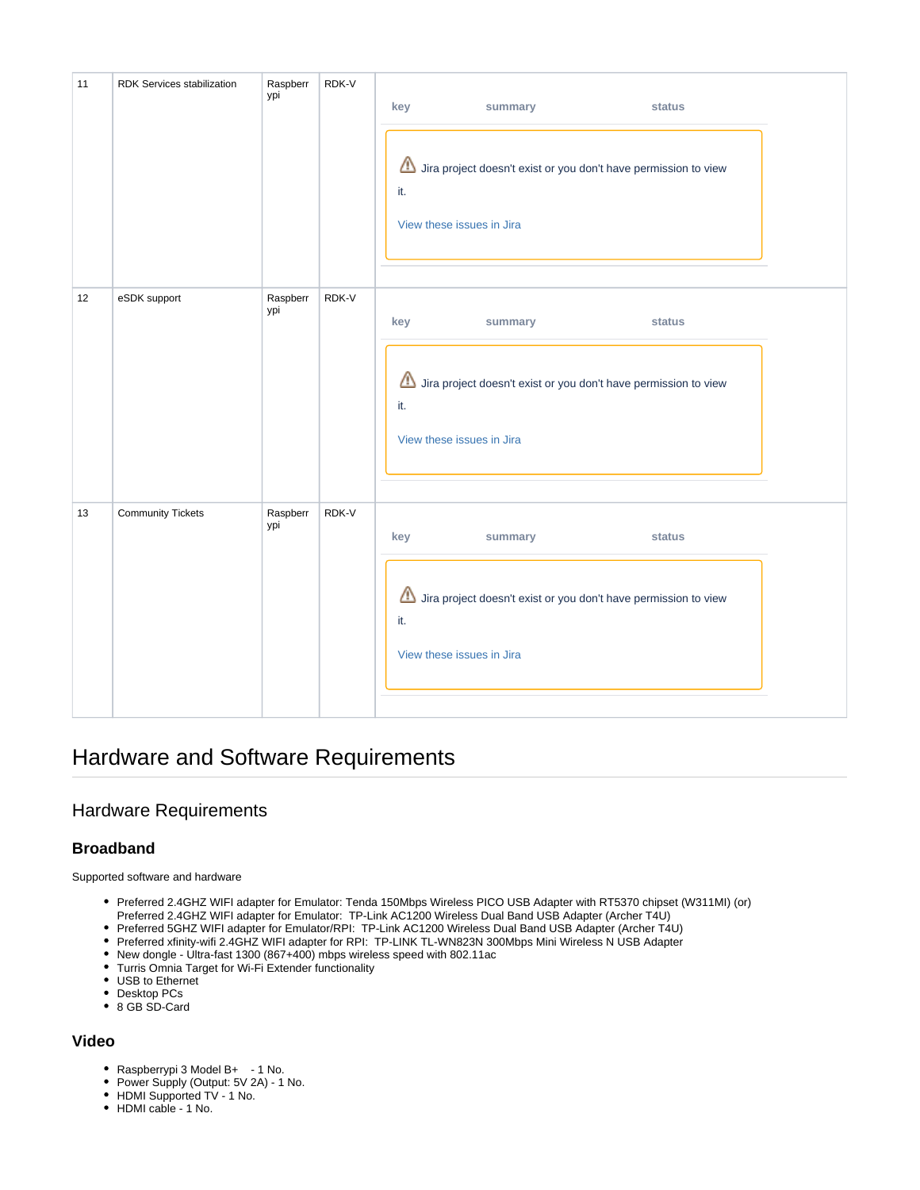| 11 | RDK Services stabilization | Raspberrypi | RDK-V | key summary status<br><br>Jira project doesn't exist or you don't have permission to view it.<br><br>View these issues in Jira |
|---|---|---|---|---|
| 12 | eSDK support | Raspberrypi | RDK-V | key summary status<br><br>Jira project doesn't exist or you don't have permission to view it.<br><br>View these issues in Jira |
| 13 | Community Tickets | Raspberrypi | RDK-V | key summary status<br><br>Jira project doesn't exist or you don't have permission to view it.<br><br>View these issues in Jira |

# Hardware and Software Requirements

## Hardware Requirements

### Broadband

Supported software and hardware

- Preferred 2.4GHZ WIFI adapter for Emulator: Tenda 150Mbps Wireless PICO USB Adapter with RT5370 chipset (W311MI) (or) Preferred 2.4GHZ WIFI adapter for Emulator: TP-Link AC1200 Wireless Dual Band USB Adapter (Archer T4U)
- Preferred 5GHZ WIFI adapter for Emulator/RPI: TP-Link AC1200 Wireless Dual Band USB Adapter (Archer T4U)
- Preferred xfinity-wifi 2.4GHZ WIFI adapter for RPI: TP-LINK TL-WN823N 300Mbps Mini Wireless N USB Adapter
- New dongle - Ultra-fast 1300 (867+400) mbps wireless speed with 802.11ac
- Turris Omnia Target for Wi-Fi Extender functionality
- USB to Ethernet
- Desktop PCs
- 8 GB SD-Card

### Video

- Raspberrypi 3 Model B+ - 1 No.
- Power Supply (Output: 5V 2A) - 1 No.
- HDMI Supported TV - 1 No.
- HDMI cable - 1 No.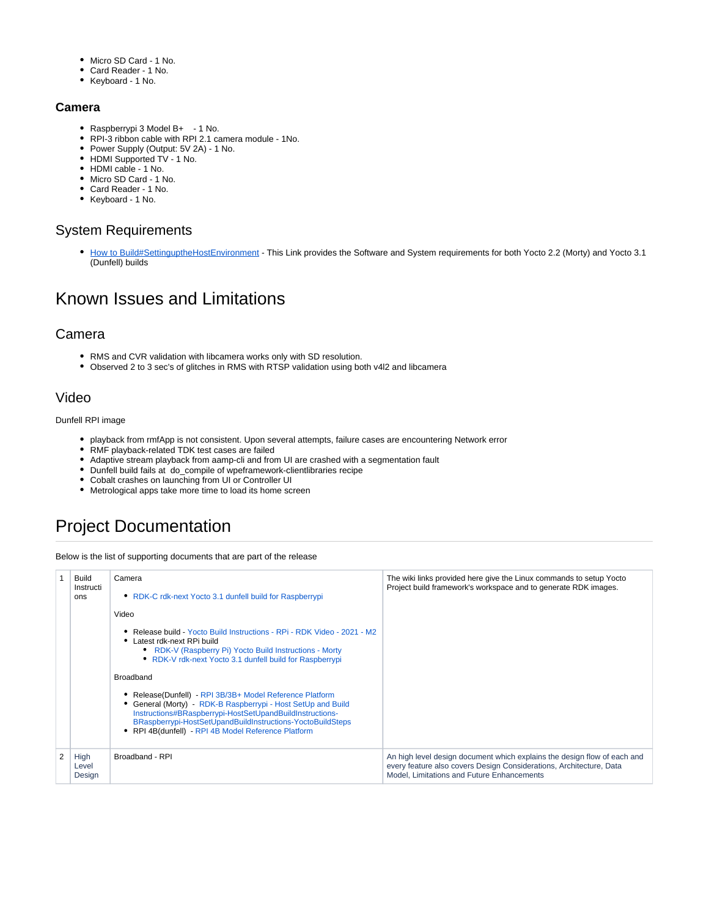- Micro SD Card - 1 No.
- Card Reader - 1 No.
- Keyboard - 1 No.

### Camera

- Raspberrypi 3 Model B+ - 1 No.
- RPI-3 ribbon cable with RPI 2.1 camera module - 1No.
- Power Supply (Output: 5V 2A) - 1 No.
- HDMI Supported TV - 1 No.
- HDMI cable - 1 No.
- Micro SD Card - 1 No.
- Card Reader - 1 No.
- Keyboard - 1 No.

## System Requirements

- How to Build#SettinguptheHostEnvironment - This Link provides the Software and System requirements for both Yocto 2.2 (Morty) and Yocto 3.1 (Dunfell) builds

# Known Issues and Limitations

## Camera

- RMS and CVR validation with libcamera works only with SD resolution.
- Observed 2 to 3 sec's of glitches in RMS with RTSP validation using both v4l2 and libcamera

## Video

Dunfell RPI image

- playback from rmfApp is not consistent. Upon several attempts, failure cases are encountering Network error
- RMF playback-related TDK test cases are failed
- Adaptive stream playback from aamp-cli and from UI are crashed with a segmentation fault
- Dunfell build fails at do_compile of wpeframework-clientlibraries recipe
- Cobalt crashes on launching from UI or Controller UI
- Metrological apps take more time to load its home screen

# Project Documentation

Below is the list of supporting documents that are part of the release

| | | | |
|---|---|---|---|
| 1 | Build Instructions | Camera<br><br>• RDK-C rdk-next Yocto 3.1 dunfell build for Raspberrypi<br><br>Video<br><br>• Release build - Yocto Build Instructions - RPi - RDK Video - 2021 - M2<br>• Latest rdk-next RPi build<br>&nbsp;&nbsp;◦ RDK-V (Raspberry Pi) Yocto Build Instructions - Morty<br>&nbsp;&nbsp;◦ RDK-V rdk-next Yocto 3.1 dunfell build for Raspberrypi<br><br>Broadband<br><br>• Release(Dunfell) - RPI 3B/3B+ Model Reference Platform<br>• General (Morty) - RDK-B Raspberrypi - Host SetUp and Build Instructions#BRaspberrypi-HostSetUpandBuildInstructions-BRaspberrypi-HostSetUpandBuildInstructions-YoctoBuildSteps<br>• RPI 4B(dunfell) - RPI 4B Model Reference Platform | The wiki links provided here give the Linux commands to setup Yocto Project build framework's workspace and to generate RDK images. |
| 2 | High Level Design | Broadband - RPI | An high level design document which explains the design flow of each and every feature also covers Design Considerations, Architecture, Data Model, Limitations and Future Enhancements |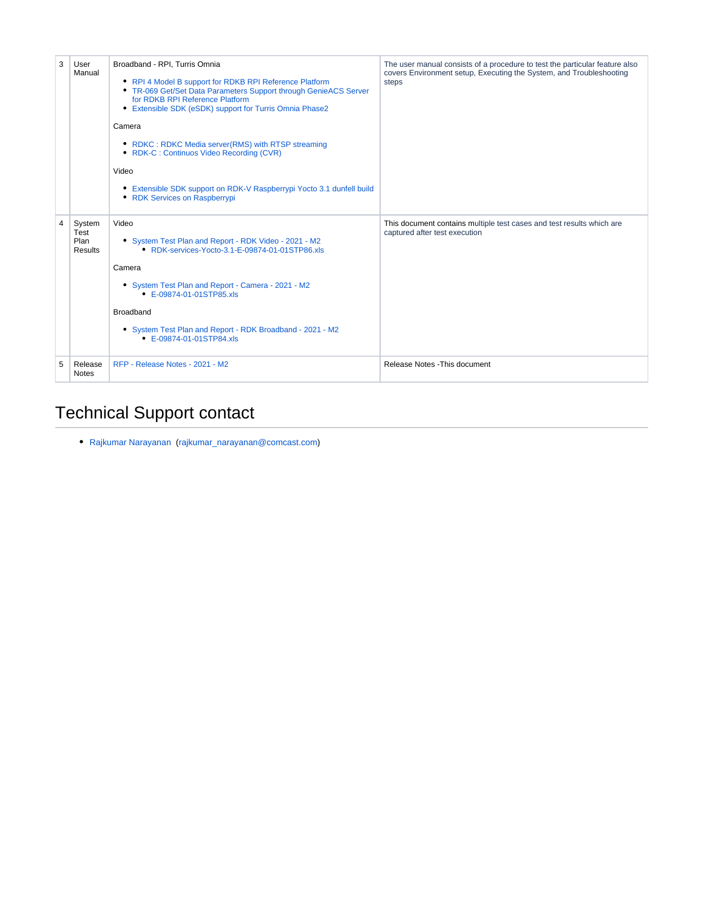| | | | |
|---|---|---|---|
| 3 | User Manual | Broadband - RPI, Turris Omnia<br><br>• RPI 4 Model B support for RDKB RPI Reference Platform<br>• TR-069 Get/Set Data Parameters Support through GenieACS Server for RDKB RPI Reference Platform<br>• Extensible SDK (eSDK) support for Turris Omnia Phase2<br><br>Camera<br><br>• RDKC : RDKC Media server(RMS) with RTSP streaming<br>• RDK-C : Continuos Video Recording (CVR)<br><br>Video<br><br>• Extensible SDK support on RDK-V Raspberrypi Yocto 3.1 dunfell build<br>• RDK Services on Raspberrypi | The user manual consists of a procedure to test the particular feature also covers Environment setup, Executing the System, and Troubleshooting steps |
| 4 | System Test Plan Results | Video<br><br>• System Test Plan and Report - RDK Video - 2021 - M2<br>    • RDK-services-Yocto-3.1-E-09874-01-01STP86.xls<br><br>Camera<br><br>• System Test Plan and Report - Camera - 2021 - M2<br>    • E-09874-01-01STP85.xls<br><br>Broadband<br><br>• System Test Plan and Report - RDK Broadband - 2021 - M2<br>    • E-09874-01-01STP84.xls | This document contains multiple test cases and test results which are captured after test execution |
| 5 | Release Notes | RFP - Release Notes - 2021 - M2 | Release Notes -This document |

# Technical Support contact

- Rajkumar Narayanan (rajkumar_narayanan@comcast.com)